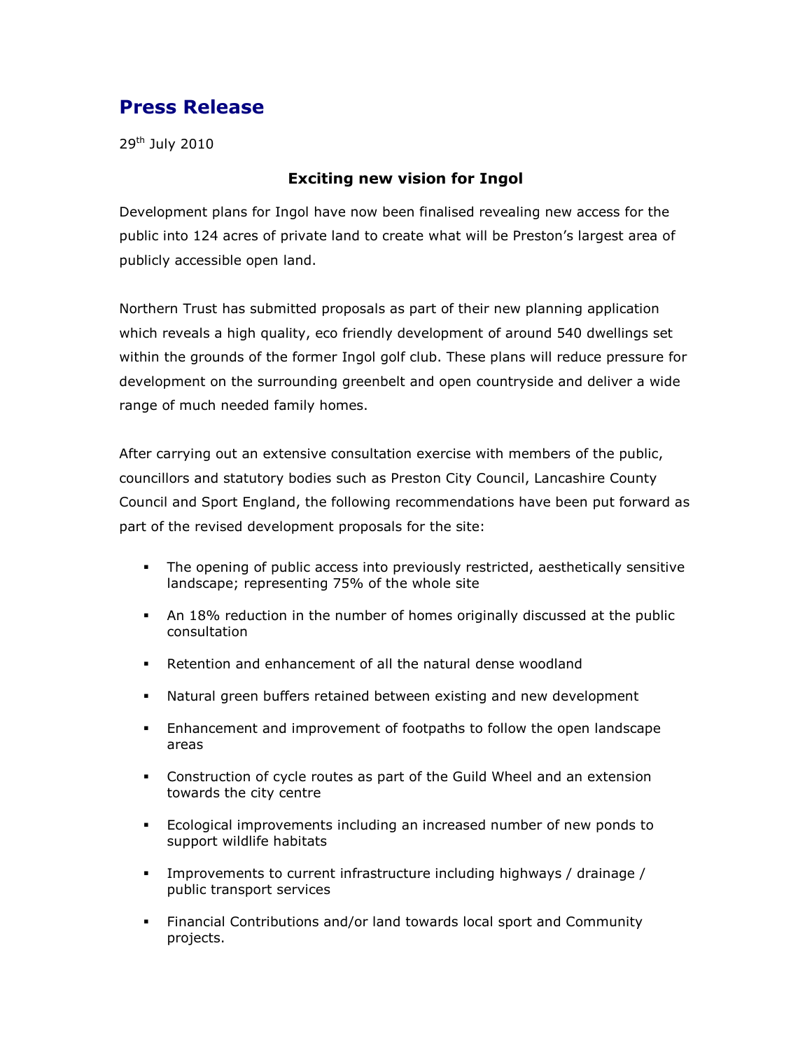# Press Release

29th July 2010

### Exciting new vision for Ingol

Development plans for Ingol have now been finalised revealing new access for the public into 124 acres of private land to create what will be Preston's largest area of publicly accessible open land.

Northern Trust has submitted proposals as part of their new planning application which reveals a high quality, eco friendly development of around 540 dwellings set within the grounds of the former Ingol golf club. These plans will reduce pressure for development on the surrounding greenbelt and open countryside and deliver a wide range of much needed family homes.

After carrying out an extensive consultation exercise with members of the public, councillors and statutory bodies such as Preston City Council, Lancashire County Council and Sport England, the following recommendations have been put forward as part of the revised development proposals for the site:

- The opening of public access into previously restricted, aesthetically sensitive landscape; representing 75% of the whole site
- An 18% reduction in the number of homes originally discussed at the public consultation
- Retention and enhancement of all the natural dense woodland
- Natural green buffers retained between existing and new development
- Enhancement and improvement of footpaths to follow the open landscape areas
- Construction of cycle routes as part of the Guild Wheel and an extension towards the city centre
- Ecological improvements including an increased number of new ponds to support wildlife habitats
- Improvements to current infrastructure including highways / drainage / public transport services
- Financial Contributions and/or land towards local sport and Community projects.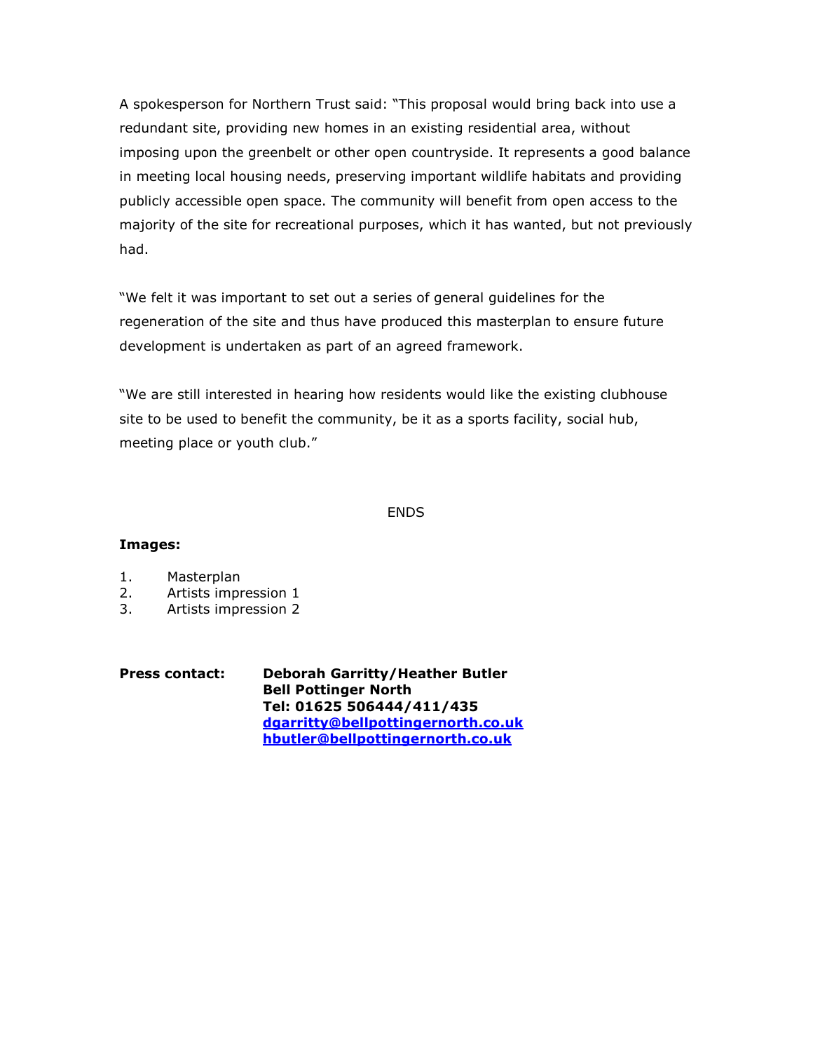A spokesperson for Northern Trust said: "This proposal would bring back into use a redundant site, providing new homes in an existing residential area, without imposing upon the greenbelt or other open countryside. It represents a good balance in meeting local housing needs, preserving important wildlife habitats and providing publicly accessible open space. The community will benefit from open access to the majority of the site for recreational purposes, which it has wanted, but not previously had.

"We felt it was important to set out a series of general guidelines for the regeneration of the site and thus have produced this masterplan to ensure future development is undertaken as part of an agreed framework.

"We are still interested in hearing how residents would like the existing clubhouse site to be used to benefit the community, be it as a sports facility, social hub, meeting place or youth club."

ENDS

**Images:**

1. Masterplan
2. Artists impression 1
3. Artists impression 2

**Press contact:** **Deborah Garritty/Heather Butler**
**Bell Pottinger North**
**Tel: 01625 506444/411/435**
**dgarritty@bellpottingernorth.co.uk**
**hbutler@bellpottingernorth.co.uk**